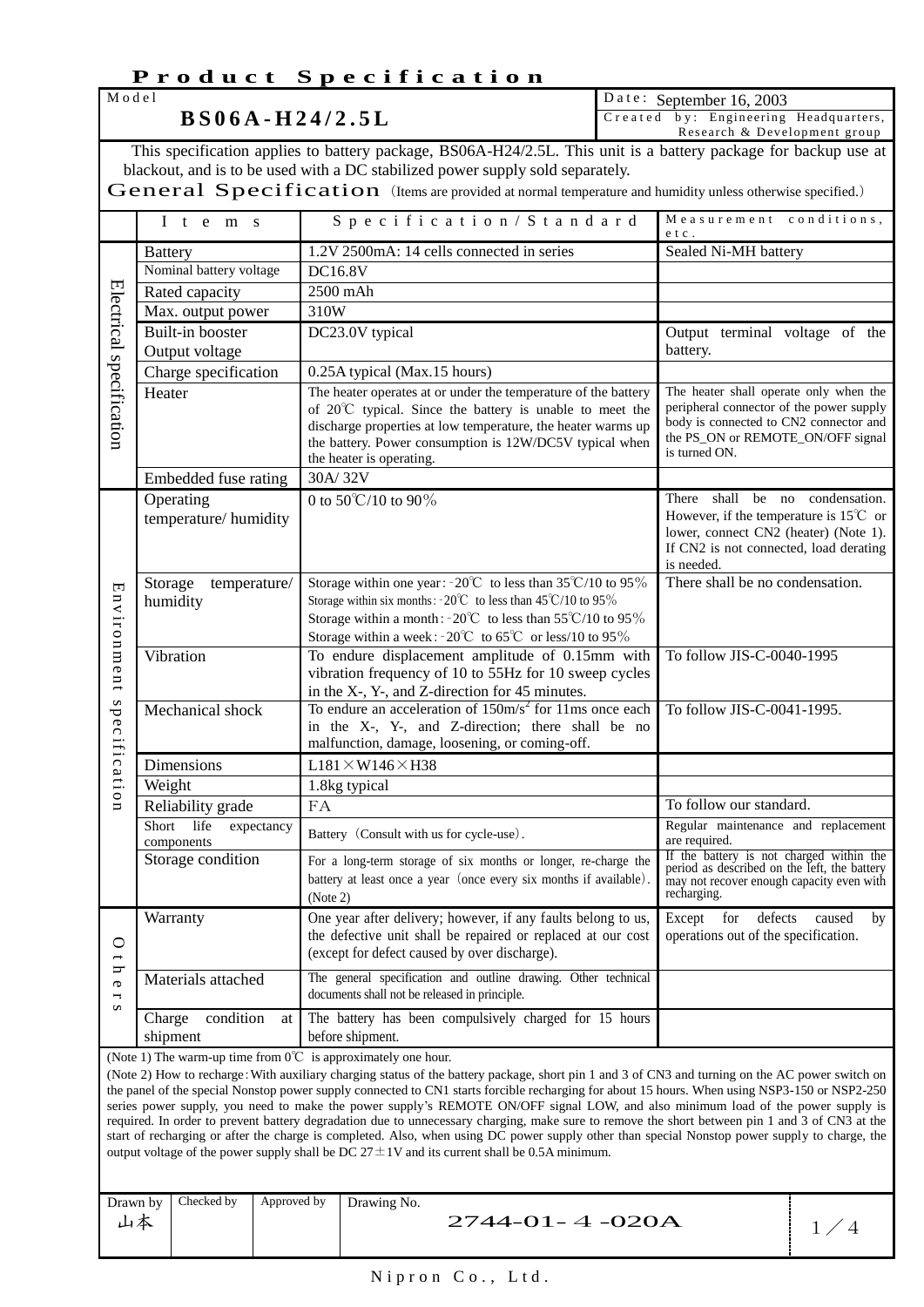# Product Specification

| Model | Date: September 16, 2003 |
|---|---|
| **BS06A-H24/2.5L** | Created by: Engineering Headquarters, Research & Development group |

This specification applies to battery package, BS06A-H24/2.5L. This unit is a battery package for backup use at blackout, and is to be used with a DC stabilized power supply sold separately.

## General Specification (Items are provided at normal temperature and humidity unless otherwise specified.)

| | Items | Specification/Standard | Measurement conditions, etc. |
|---|---|---|---|
| Electrical specification | Battery | 1.2V 2500mA: 14 cells connected in series | Sealed Ni-MH battery |
| | Nominal battery voltage | DC16.8V | |
| | Rated capacity | 2500 mAh | |
| | Max. output power | 310W | |
| | Built-in booster Output voltage | DC23.0V typical | Output terminal voltage of the battery. |
| | Charge specification | 0.25A typical (Max.15 hours) | |
| | Heater | The heater operates at or under the temperature of the battery of 20℃ typical. Since the battery is unable to meet the discharge properties at low temperature, the heater warms up the battery. Power consumption is 12W/DC5V typical when the heater is operating. | The heater shall operate only when the peripheral connector of the power supply body is connected to CN2 connector and the PS_ON or REMOTE_ON/OFF signal is turned ON. |
| | Embedded fuse rating | 30A/ 32V | |
| Environment specification | Operating temperature/ humidity | 0 to 50℃/10 to 90％ | There shall be no condensation. However, if the temperature is 15℃ or lower, connect CN2 (heater) (Note 1). If CN2 is not connected, load derating is needed. |
| | Storage temperature/ humidity | Storage within one year：-20℃ to less than 35℃/10 to 95％<br>Storage within six months：-20℃ to less than 45℃/10 to 95％<br>Storage within a month：-20℃ to less than 55℃/10 to 95％<br>Storage within a week：-20℃ to 65℃ or less/10 to 95％ | There shall be no condensation. |
| | Vibration | To endure displacement amplitude of 0.15mm with vibration frequency of 10 to 55Hz for 10 sweep cycles in the X-, Y-, and Z-direction for 45 minutes. | To follow JIS-C-0040-1995 |
| | Mechanical shock | To endure an acceleration of $150m/s^2$ for 11ms once each in the X-, Y-, and Z-direction; there shall be no malfunction, damage, loosening, or coming-off. | To follow JIS-C-0041-1995. |
| | Dimensions | L181×W146×H38 | |
| | Weight | 1.8kg typical | |
| | Reliability grade | FA | To follow our standard. |
| | Short life expectancy components | Battery（Consult with us for cycle-use）. | Regular maintenance and replacement are required. |
| | Storage condition | For a long-term storage of six months or longer, re-charge the battery at least once a year（once every six months if available）.(Note 2) | If the battery is not charged within the period as described on the left, the battery may not recover enough capacity even with recharging. |
| Others | Warranty | One year after delivery; however, if any faults belong to us, the defective unit shall be repaired or replaced at our cost (except for defect caused by over discharge). | Except for defects caused by operations out of the specification. |
| | Materials attached | The general specification and outline drawing. Other technical documents shall not be released in principle. | |
| | Charge condition at shipment | The battery has been compulsively charged for 15 hours before shipment. | |

(Note 1) The warm-up time from 0℃ is approximately one hour.

(Note 2) How to recharge：With auxiliary charging status of the battery package, short pin 1 and 3 of CN3 and turning on the AC power switch on the panel of the special Nonstop power supply connected to CN1 starts forcible recharging for about 15 hours. When using NSP3-150 or NSP2-250 series power supply, you need to make the power supply's REMOTE ON/OFF signal LOW, and also minimum load of the power supply is required. In order to prevent battery degradation due to unnecessary charging, make sure to remove the short between pin 1 and 3 of CN3 at the start of recharging or after the charge is completed. Also, when using DC power supply other than special Nonstop power supply to charge, the output voltage of the power supply shall be DC 27±1V and its current shall be 0.5A minimum.

| Drawn by | Checked by | Approved by | Drawing No. |
|---|---|---|---|
| 山本 | | | 2744-01-4-020A |

Nipron Co., Ltd.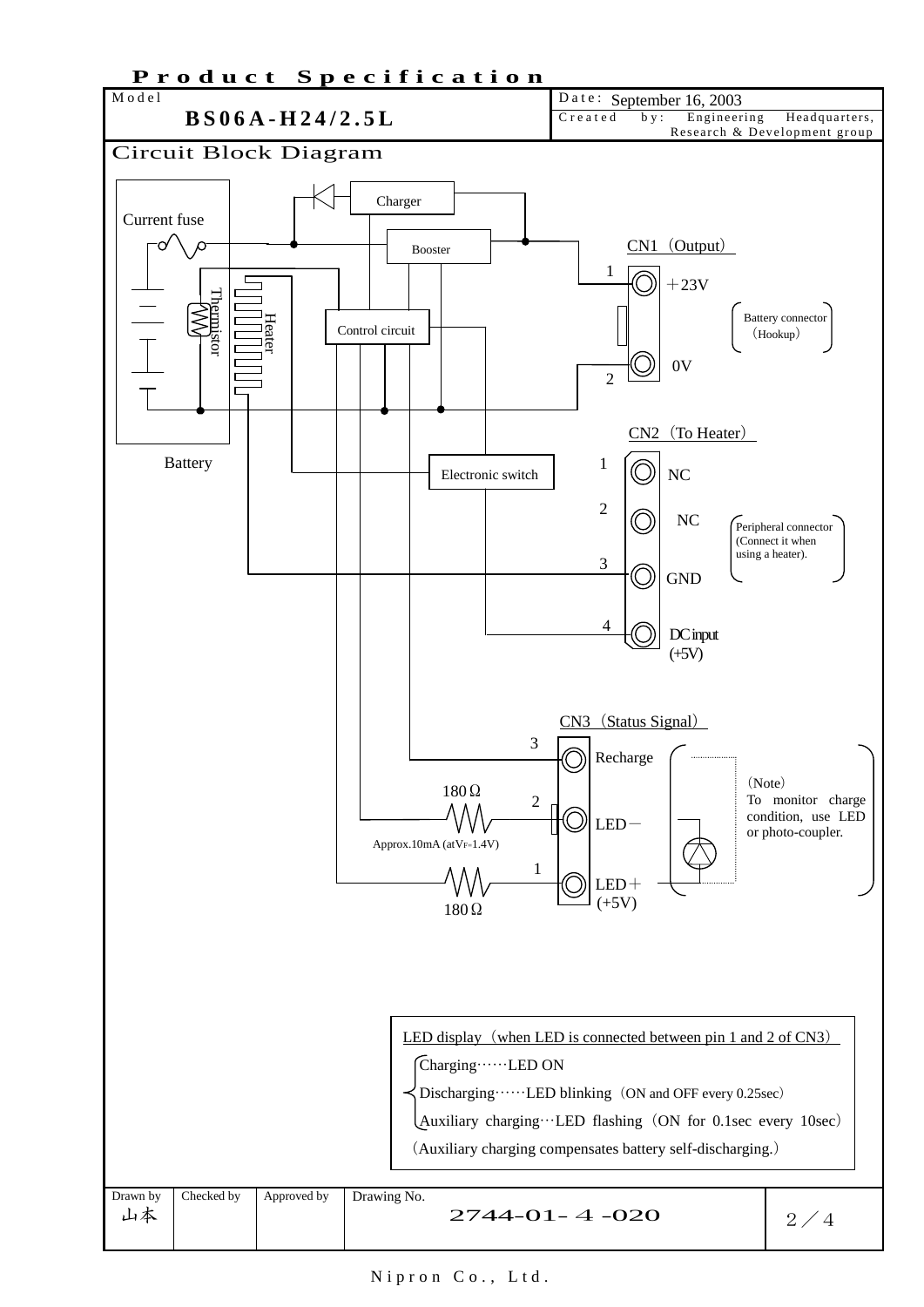# Product Specification

| Model | Date: September 16, 2003 |
| --- | --- |
| **BS06A-H24/2.5L** | Created by: Engineering Headquarters, Research & Development group |

## Circuit Block Diagram

Current fuse

Charger

Booster

Control circuit

Thermistor

Heater

Battery

Electronic switch

CN1（Output）

1 ＋23V

2 0V

Battery connector（Hookup）

CN2（To Heater）

1 NC

2 NC

3 GND

4 DC input (+5V)

Peripheral connector (Connect it when using a heater).

CN3（Status Signal）

3 Recharge

2 LED－

1 LED＋ (+5V)

180Ω

180Ω

Approx.10mA (at$V_F$=1.4V)

（Note）
To monitor charge condition, use LED or photo-coupler.

LED display（when LED is connected between pin 1 and 2 of CN3）

- Charging……LED ON
- Discharging……LED blinking（ON and OFF every 0.25sec）
- Auxiliary charging…LED flashing（ON for 0.1sec every 10sec）

（Auxiliary charging compensates battery self-discharging.）

| Drawn by | Checked by | Approved by | Drawing No. |
| --- | --- | --- | --- |
| 山本 | | | 2744-01-4-020 |

Nipron Co., Ltd.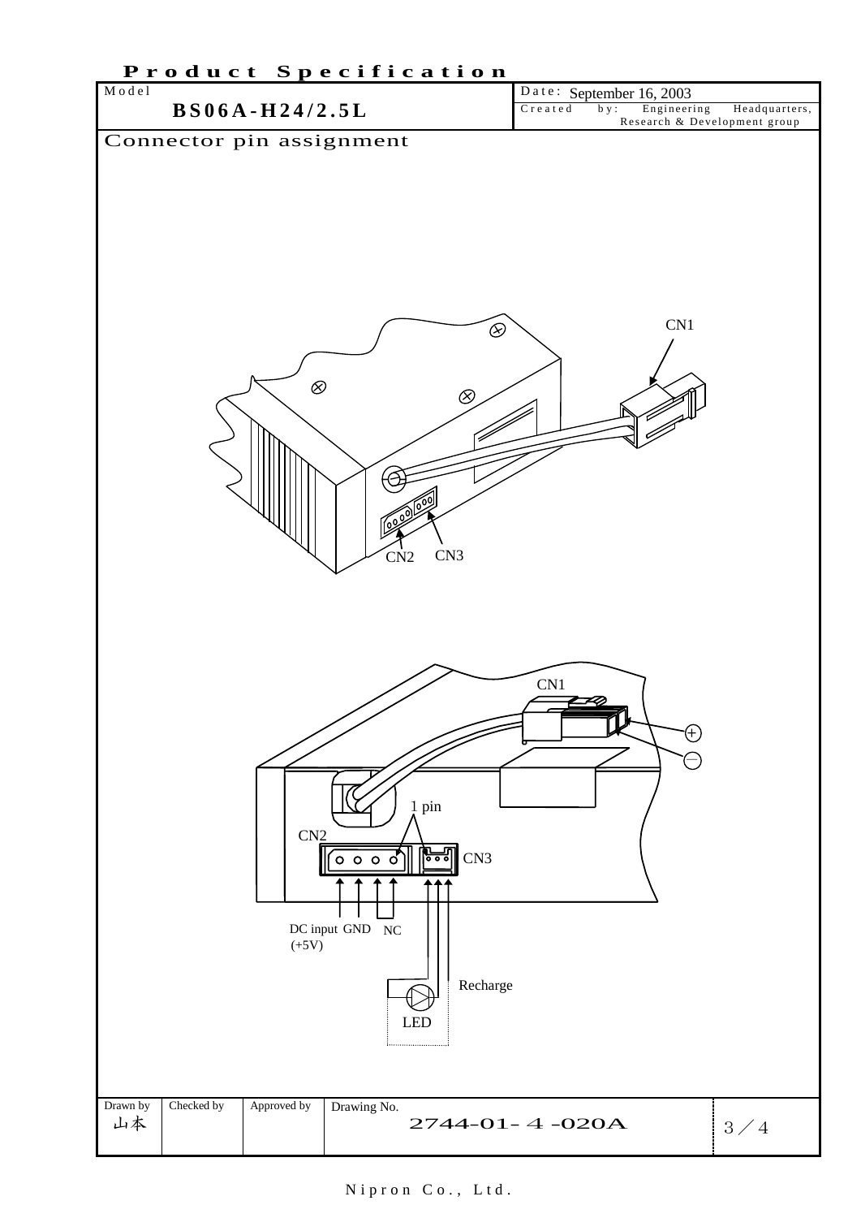# Product Specification

| Model | Date: September 16, 2003 |
|---|---|
| **BS06A-H24/2.5L** | Created by: Engineering Headquarters, Research & Development group |

## Connector pin assignment

CN1

CN2 CN3

CN1

+

−

1 pin

CN2

CN3

DC input (+5V) GND NC

Recharge

LED

| Drawn by | Checked by | Approved by | Drawing No. |
|---|---|---|---|
| 山本 | | | 2744-01-４-020A |

Nipron Co., Ltd.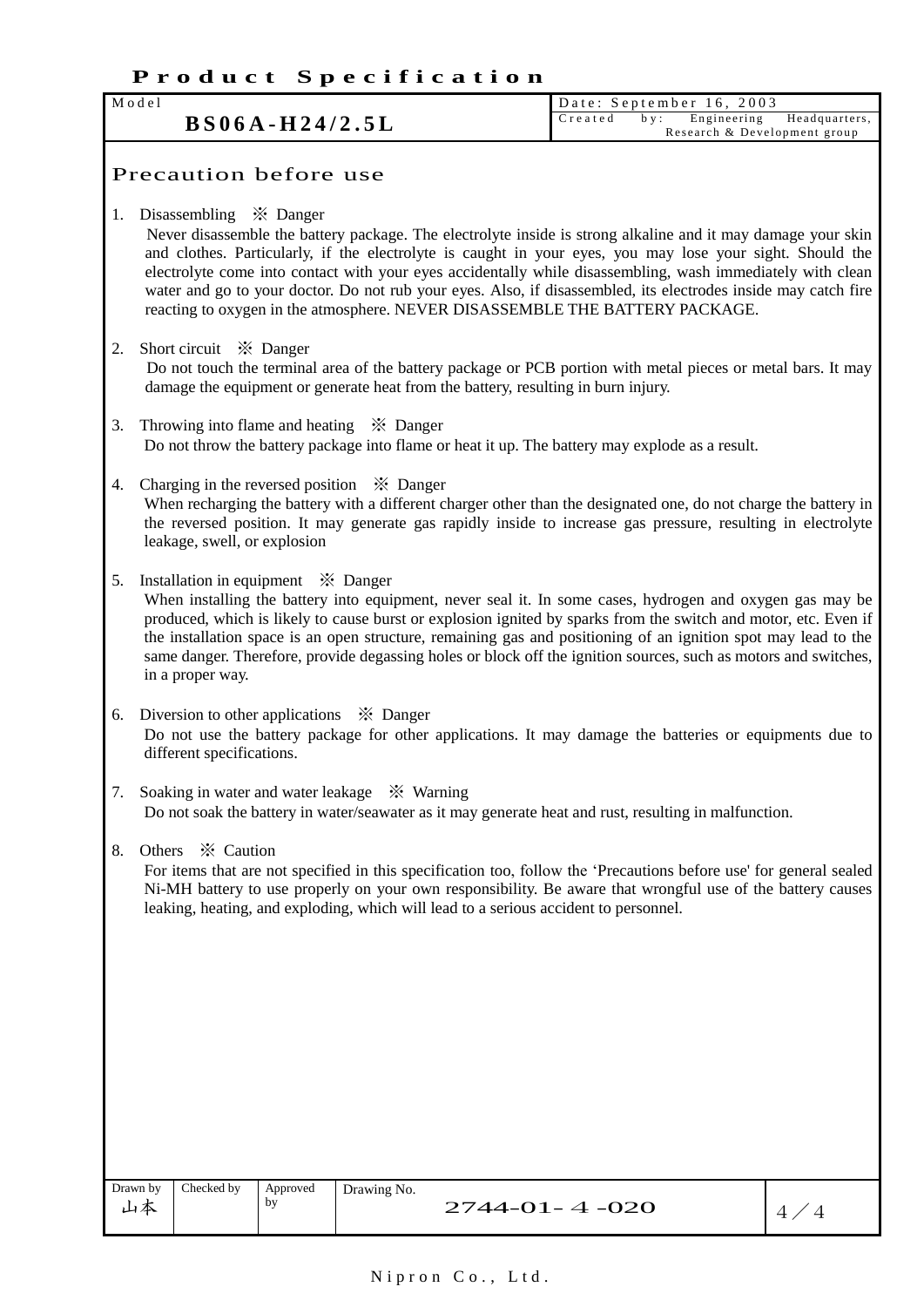# Product Specification

| Model | Date: September 16, 2003 |
| --- | --- |
| **BS06A-H24/2.5L** | Created by: Engineering Headquarters, Research & Development group |

## Precaution before use

1. Disassembling ※ Danger
   Never disassemble the battery package. The electrolyte inside is strong alkaline and it may damage your skin and clothes. Particularly, if the electrolyte is caught in your eyes, you may lose your sight. Should the electrolyte come into contact with your eyes accidentally while disassembling, wash immediately with clean water and go to your doctor. Do not rub your eyes. Also, if disassembled, its electrodes inside may catch fire reacting to oxygen in the atmosphere. NEVER DISASSEMBLE THE BATTERY PACKAGE.

2. Short circuit ※ Danger
   Do not touch the terminal area of the battery package or PCB portion with metal pieces or metal bars. It may damage the equipment or generate heat from the battery, resulting in burn injury.

3. Throwing into flame and heating ※ Danger
   Do not throw the battery package into flame or heat it up. The battery may explode as a result.

4. Charging in the reversed position ※ Danger
   When recharging the battery with a different charger other than the designated one, do not charge the battery in the reversed position. It may generate gas rapidly inside to increase gas pressure, resulting in electrolyte leakage, swell, or explosion

5. Installation in equipment ※ Danger
   When installing the battery into equipment, never seal it. In some cases, hydrogen and oxygen gas may be produced, which is likely to cause burst or explosion ignited by sparks from the switch and motor, etc. Even if the installation space is an open structure, remaining gas and positioning of an ignition spot may lead to the same danger. Therefore, provide degassing holes or block off the ignition sources, such as motors and switches, in a proper way.

6. Diversion to other applications ※ Danger
   Do not use the battery package for other applications. It may damage the batteries or equipments due to different specifications.

7. Soaking in water and water leakage ※ Warning
   Do not soak the battery in water/seawater as it may generate heat and rust, resulting in malfunction.

8. Others ※ Caution
   For items that are not specified in this specification too, follow the 'Precautions before use' for general sealed Ni-MH battery to use properly on your own responsibility. Be aware that wrongful use of the battery causes leaking, heating, and exploding, which will lead to a serious accident to personnel.

| Drawn by | Checked by | Approved by | Drawing No. |
| --- | --- | --- | --- |
| 山本 | | | 2744-01-4-020 |

Nipron Co., Ltd.